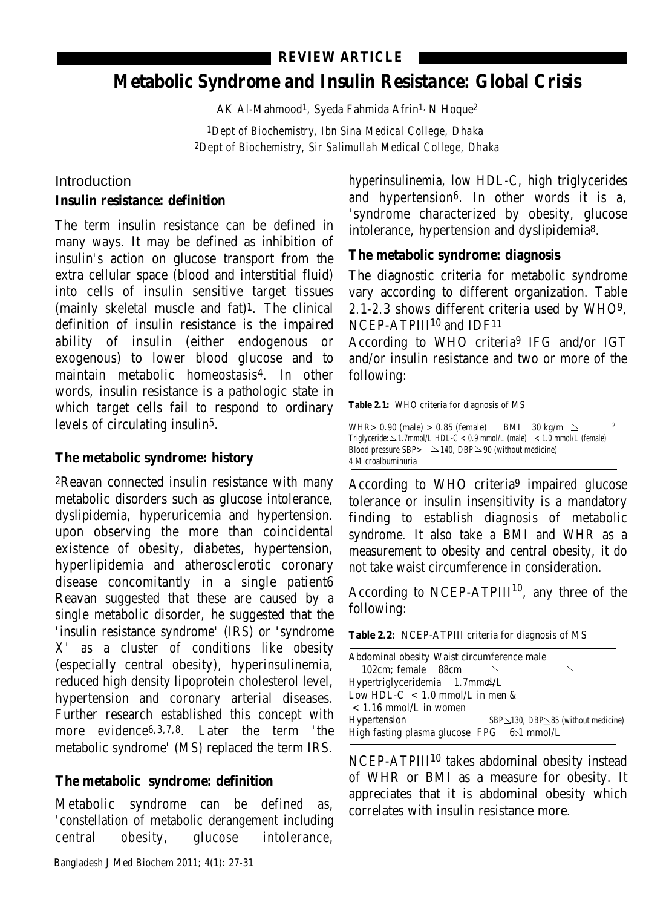REVIEW ARTICLE

# Metabolic Syndrome and Insulin Resistance: Global Crisis

AK Al-Mahmood[1], Syeda Fahmida Afrin[1], N Hoque[2]

[1]Dept of Biochemistry, Ibn Sina Medical College, Dhaka
[2]Dept of Biochemistry, Sir Salimullah Medical College, Dhaka

## Introduction

### Insulin resistance: definition

The term insulin resistance can be defined in many ways. It may be defined as inhibition of insulin's action on glucose transport from the extra cellular space (blood and interstitial fluid) into cells of insulin sensitive target tissues (mainly skeletal muscle and fat)[1]. The clinical definition of insulin resistance is the impaired ability of insulin (either endogenous or exogenous) to lower blood glucose and to maintain metabolic homeostasis[4]. In other words, insulin resistance is a pathologic state in which target cells fail to respond to ordinary levels of circulating insulin[5].

### The metabolic syndrome: history

[2]Reavan connected insulin resistance with many metabolic disorders such as glucose intolerance, dyslipidemia, hyperuricemia and hypertension. upon observing the more than coincidental existence of obesity, diabetes, hypertension, hyperlipidemia and atherosclerotic coronary disease concomitantly in a single patient[6] Reavan suggested that these are caused by a single metabolic disorder, he suggested that the 'insulin resistance syndrome' (IRS) or 'syndrome X' as a cluster of conditions like obesity (especially central obesity), hyperinsulinemia, reduced high density lipoprotein cholesterol level, hypertension and coronary arterial diseases. Further research established this concept with more evidence[6,3,7,8]. Later the term 'the metabolic syndrome' (MS) replaced the term IRS.

### The metabolic syndrome: definition

Metabolic syndrome can be defined as, 'constellation of metabolic derangement including central obesity, glucose intolerance, hyperinsulinemia, low HDL-C, high triglycerides and hypertension[6]. In other words it is a, 'syndrome characterized by obesity, glucose intolerance, hypertension and dyslipidemia[8].

### The metabolic syndrome: diagnosis

The diagnostic criteria for metabolic syndrome vary according to different organization. Table 2.1-2.3 shows different criteria used by WHO[9], NCEP-ATPIII[10] and IDF[11]

According to WHO criteria[9] IFG and/or IGT and/or insulin resistance and two or more of the following:

**Table 2.1:** WHO criteria for diagnosis of MS

| |
|---|
| WHR> 0.90 (male) > 0.85 (female) BMI ≥ 30 kg/m$^2$ |
| Triglyceride: ≥ 1.7mmol/L HDL-C < 0.9 mmol/L (male) < 1.0 mmol/L (female) |
| Blood pressure SBP> ≥ 140, DBP ≥ 90 (without medicine) |
| 4 Microalbuminuria |

According to WHO criteria[9] impaired glucose tolerance or insulin insensitivity is a mandatory finding to establish diagnosis of metabolic syndrome. It also take a BMI and WHR as a measurement to obesity and central obesity, it do not take waist circumference in consideration.

According to NCEP-ATPIII[10], any three of the following:

**Table 2.2:** NCEP-ATPIII criteria for diagnosis of MS

| | |
|---|---|
| Abdominal obesity Waist circumference male ≥ 102cm; female ≥ 88cm | |
| Hypertriglyceridemia ≥ 1.7mmol/L | |
| Low HDL-C < 1.0 mmol/L in men & < 1.16 mmol/L in women | |
| Hypertension | SBP ≥ 130, DBP ≥ 85 (without medicine) |
| High fasting plasma glucose FPG ≥ 6.1 mmol/L | |

NCEP-ATPIII[10] takes abdominal obesity instead of WHR or BMI as a measure for obesity. It appreciates that it is abdominal obesity which correlates with insulin resistance more.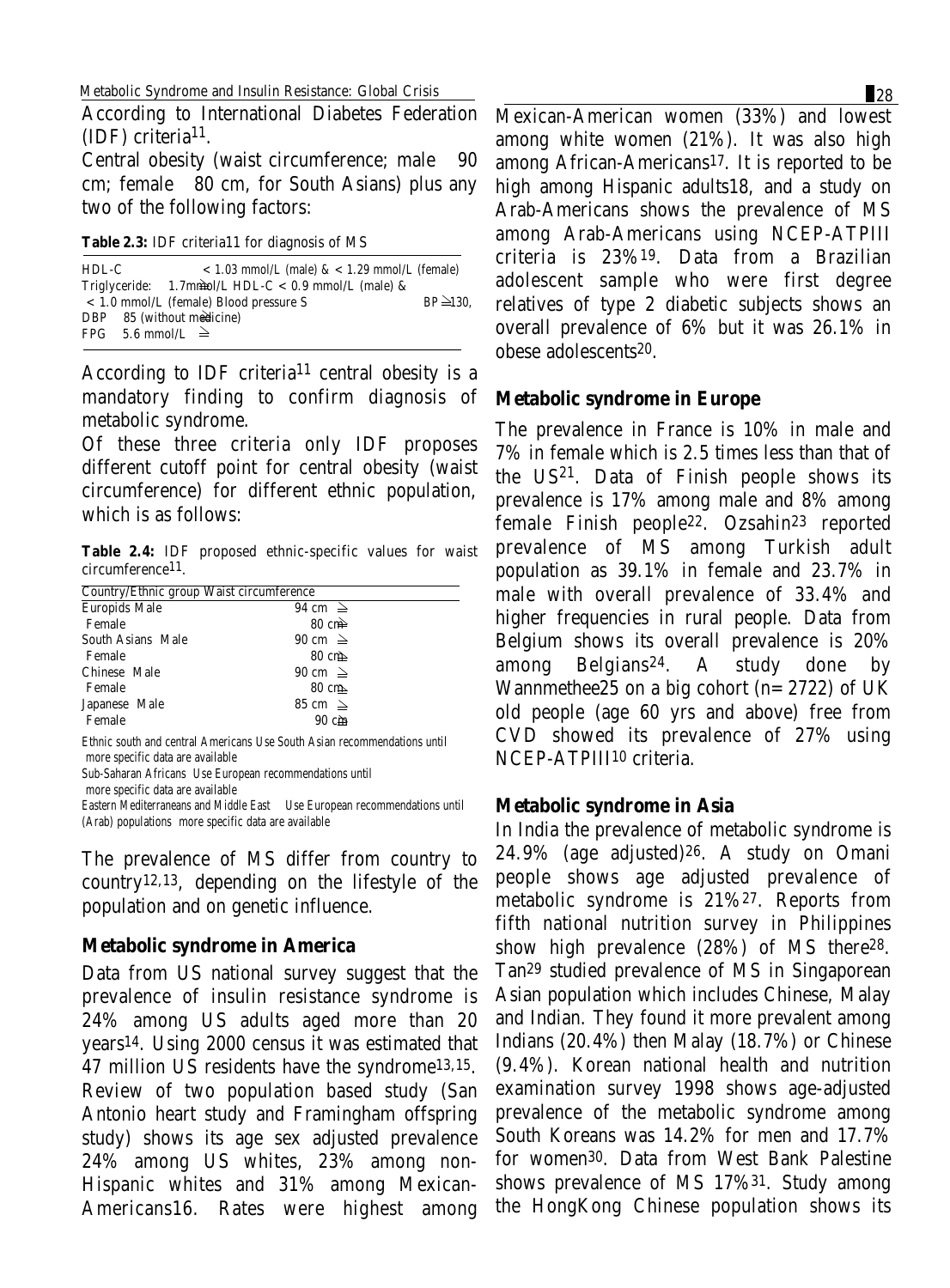According to International Diabetes Federation (IDF) criteria[11].

Central obesity (waist circumference; male ≥ 90 cm; female ≥ 80 cm, for South Asians) plus any two of the following factors:

**Table 2.3:** IDF criteria[11] for diagnosis of MS

| | |
|---|---|
| HDL-C | < 1.03 mmol/L (male) & < 1.29 mmol/L (female) |
| Triglyceride: | ≥ 1.7mmol/L HDL-C < 0.9 mmol/L (male) & < 1.0 mmol/L (female) |
| Blood pressure | SBP ≥130, DBP ≥ 85 (without medicine) |
| FPG | ≥ 5.6 mmol/L |

According to IDF criteria[11] central obesity is a mandatory finding to confirm diagnosis of metabolic syndrome.

Of these three criteria only IDF proposes different cutoff point for central obesity (waist circumference) for different ethnic population, which is as follows:

**Table 2.4:** IDF proposed ethnic-specific values for waist circumference[11].

| Country/Ethnic group | | Waist circumference |
|---|---|---|
| Europids | Male | ≥ 94 cm |
| | Female | ≥ 80 cm |
| South Asians | Male | ≥ 90 cm |
| | Female | ≥ 80 cm |
| Chinese | Male | ≥ 90 cm |
| | Female | ≥ 80 cm |
| Japanese | Male | ≥ 85 cm |
| | Female | ≥ 90 cm |
| Ethnic south and central Americans | | Use South Asian recommendations until more specific data are available |
| Sub-Saharan Africans | | Use European recommendations until more specific data are available |
| Eastern Mediterraneans and Middle East (Arab) populations | | Use European recommendations until more specific data are available |

The prevalence of MS differ from country to country[12,13], depending on the lifestyle of the population and on genetic influence.

### Metabolic syndrome in America

Data from US national survey suggest that the prevalence of insulin resistance syndrome is 24% among US adults aged more than 20 years[14]. Using 2000 census it was estimated that 47 million US residents have the syndrome[13,15]. Review of two population based study (San Antonio heart study and Framingham offspring study) shows its age sex adjusted prevalence 24% among US whites, 23% among non-Hispanic whites and 31% among Mexican-Americans[16]. Rates were highest among Mexican-American women (33%) and lowest among white women (21%). It was also high among African-Americans[17]. It is reported to be high among Hispanic adults[18], and a study on Arab-Americans shows the prevalence of MS among Arab-Americans using NCEP-ATPIII criteria is 23%[19]. Data from a Brazilian adolescent sample who were first degree relatives of type 2 diabetic subjects shows an overall prevalence of 6% but it was 26.1% in obese adolescents[20].

### Metabolic syndrome in Europe

The prevalence in France is 10% in male and 7% in female which is 2.5 times less than that of the US[21]. Data of Finish people shows its prevalence is 17% among male and 8% among female Finish people[22]. Ozsahin[23] reported prevalence of MS among Turkish adult population as 39.1% in female and 23.7% in male with overall prevalence of 33.4% and higher frequencies in rural people. Data from Belgium shows its overall prevalence is 20% among Belgians[24]. A study done by Wannmethee[25] on a big cohort (n= 2722) of UK old people (age 60 yrs and above) free from CVD showed its prevalence of 27% using NCEP-ATPIII[10] criteria.

### Metabolic syndrome in Asia

In India the prevalence of metabolic syndrome is 24.9% (age adjusted)[26]. A study on Omani people shows age adjusted prevalence of metabolic syndrome is 21%[27]. Reports from fifth national nutrition survey in Philippines show high prevalence (28%) of MS there[28]. Tan[29] studied prevalence of MS in Singaporean Asian population which includes Chinese, Malay and Indian. They found it more prevalent among Indians (20.4%) then Malay (18.7%) or Chinese (9.4%). Korean national health and nutrition examination survey 1998 shows age-adjusted prevalence of the metabolic syndrome among South Koreans was 14.2% for men and 17.7% for women[30]. Data from West Bank Palestine shows prevalence of MS 17%[31]. Study among the HongKong Chinese population shows its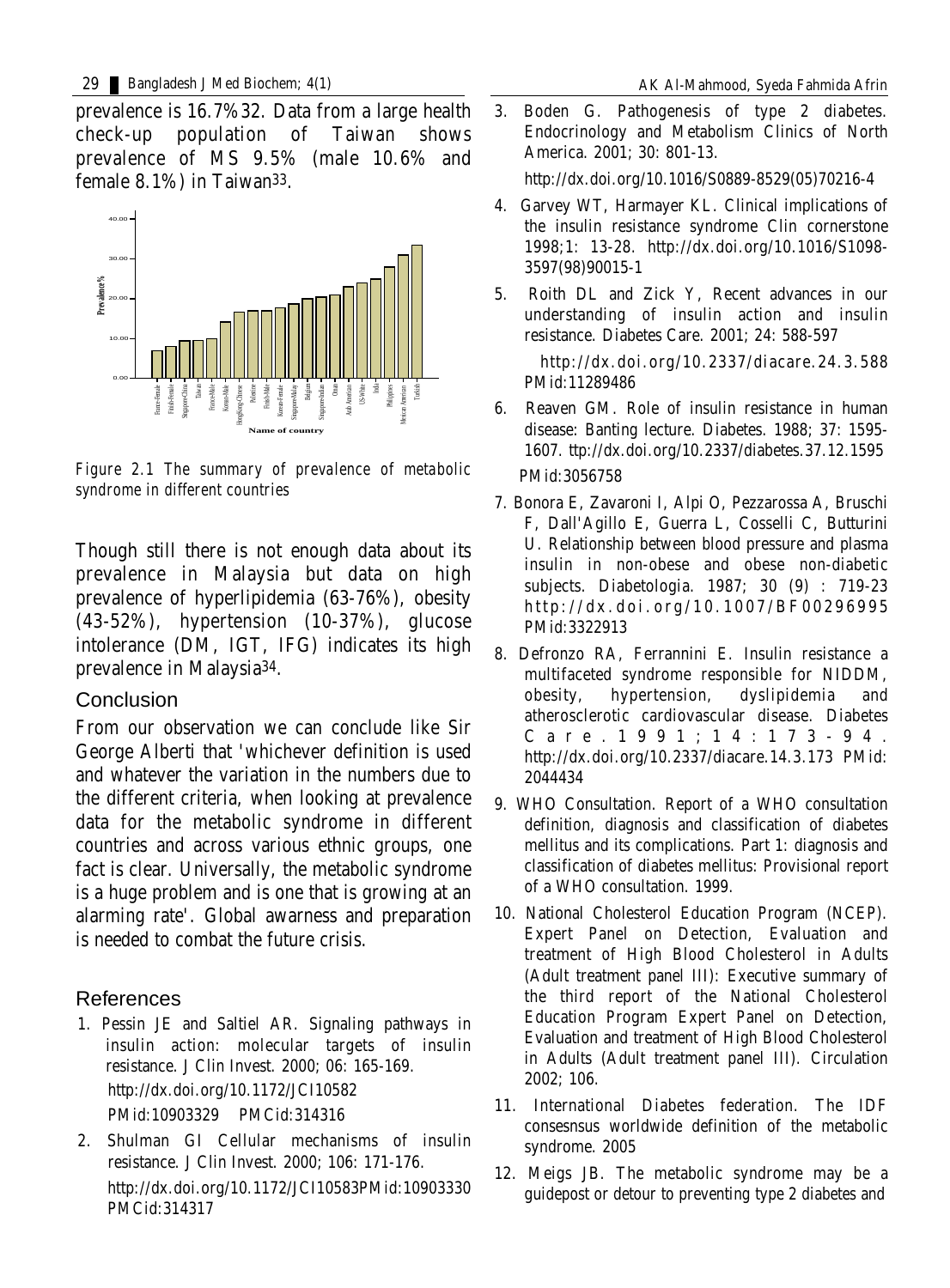prevalence is 16.7%32. Data from a large health check-up population of Taiwan shows prevalence of MS 9.5% (male 10.6% and female 8.1%) in Taiwan[33].

Figure 2.1 The summary of prevalence of metabolic syndrome in different countries

Though still there is not enough data about its prevalence in Malaysia but data on high prevalence of hyperlipidemia (63-76%), obesity (43-52%), hypertension (10-37%), glucose intolerance (DM, IGT, IFG) indicates its high prevalence in Malaysia[34].

## Conclusion

From our observation we can conclude like Sir George Alberti that 'whichever definition is used and whatever the variation in the numbers due to the different criteria, when looking at prevalence data for the metabolic syndrome in different countries and across various ethnic groups, one fact is clear. Universally, the metabolic syndrome is a huge problem and is one that is growing at an alarming rate'. Global awarness and preparation is needed to combat the future crisis.

## References

1. Pessin JE and Saltiel AR. Signaling pathways in insulin action: molecular targets of insulin resistance. J Clin Invest. 2000; 06: 165-169. http://dx.doi.org/10.1172/JCI10582 PMid:10903329 PMCid:314316
2. Shulman GI Cellular mechanisms of insulin resistance. J Clin Invest. 2000; 106: 171-176. http://dx.doi.org/10.1172/JCI10583PMid:10903330 PMCid:314317
3. Boden G. Pathogenesis of type 2 diabetes. Endocrinology and Metabolism Clinics of North America. 2001; 30: 801-13. http://dx.doi.org/10.1016/S0889-8529(05)70216-4
4. Garvey WT, Harmayer KL. Clinical implications of the insulin resistance syndrome Clin cornerstone 1998;1: 13-28. http://dx.doi.org/10.1016/S1098-3597(98)90015-1
5. Roith DL and Zick Y, Recent advances in our understanding of insulin action and insulin resistance. Diabetes Care. 2001; 24: 588-597 http://dx.doi.org/10.2337/diacare.24.3.588 PMid:11289486
6. Reaven GM. Role of insulin resistance in human disease: Banting lecture. Diabetes. 1988; 37: 1595-1607. ttp://dx.doi.org/10.2337/diabetes.37.12.1595 PMid:3056758
7. Bonora E, Zavaroni I, Alpi O, Pezzarossa A, Bruschi F, Dall'Agillo E, Guerra L, Cosselli C, Butturini U. Relationship between blood pressure and plasma insulin in non-obese and obese non-diabetic subjects. Diabetologia. 1987; 30 (9) : 719-23 http://dx.doi.org/10.1007/BF00296995 PMid:3322913
8. Defronzo RA, Ferrannini E. Insulin resistance a multifaceted syndrome responsible for NIDDM, obesity, hypertension, dyslipidemia and atherosclerotic cardiovascular disease. Diabetes Care. 1991; 14: 173-94. http://dx.doi.org/10.2337/diacare.14.3.173 PMid: 2044434
9. WHO Consultation. Report of a WHO consultation definition, diagnosis and classification of diabetes mellitus and its complications. Part 1: diagnosis and classification of diabetes mellitus: Provisional report of a WHO consultation. 1999.
10. National Cholesterol Education Program (NCEP). Expert Panel on Detection, Evaluation and treatment of High Blood Cholesterol in Adults (Adult treatment panel III): Executive summary of the third report of the National Cholesterol Education Program Expert Panel on Detection, Evaluation and treatment of High Blood Cholesterol in Adults (Adult treatment panel III). Circulation 2002; 106.
11. International Diabetes federation. The IDF consesnsus worldwide definition of the metabolic syndrome. 2005
12. Meigs JB. The metabolic syndrome may be a guidepost or detour to preventing type 2 diabetes and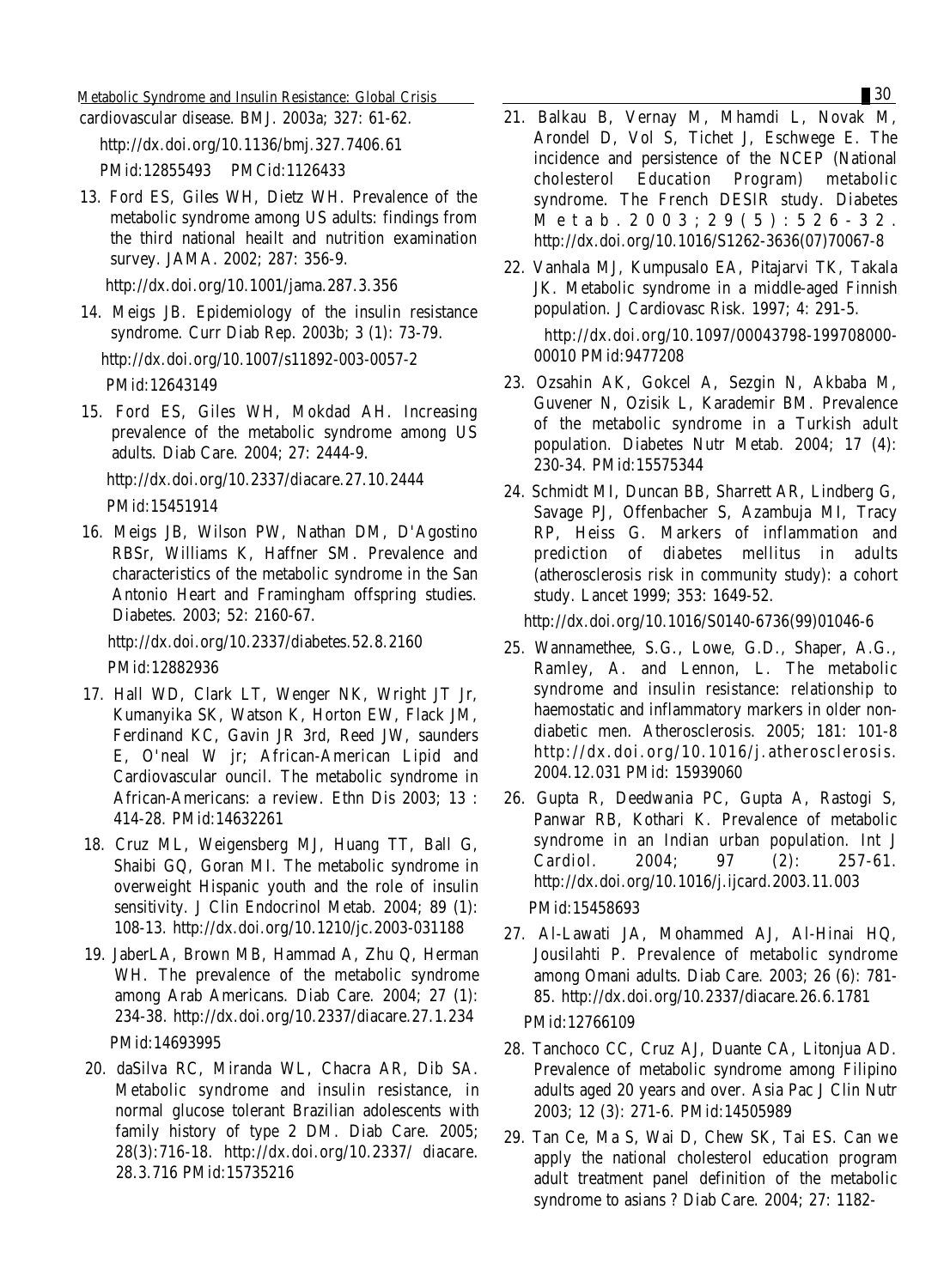cardiovascular disease. BMJ. 2003a; 327: 61-62.

http://dx.doi.org/10.1136/bmj.327.7406.61

PMid:12855493 PMCid:1126433

13. Ford ES, Giles WH, Dietz WH. Prevalence of the metabolic syndrome among US adults: findings from the third national heailt and nutrition examination survey. JAMA. 2002; 287: 356-9.

    http://dx.doi.org/10.1001/jama.287.3.356

14. Meigs JB. Epidemiology of the insulin resistance syndrome. Curr Diab Rep. 2003b; 3 (1): 73-79.

    http://dx.doi.org/10.1007/s11892-003-0057-2

    PMid:12643149

15. Ford ES, Giles WH, Mokdad AH. Increasing prevalence of the metabolic syndrome among US adults. Diab Care. 2004; 27: 2444-9.

    http://dx.doi.org/10.2337/diacare.27.10.2444

    PMid:15451914

16. Meigs JB, Wilson PW, Nathan DM, D'Agostino RBSr, Williams K, Haffner SM. Prevalence and characteristics of the metabolic syndrome in the San Antonio Heart and Framingham offspring studies. Diabetes. 2003; 52: 2160-67.

    http://dx.doi.org/10.2337/diabetes.52.8.2160

    PMid:12882936

17. Hall WD, Clark LT, Wenger NK, Wright JT Jr, Kumanyika SK, Watson K, Horton EW, Flack JM, Ferdinand KC, Gavin JR 3rd, Reed JW, saunders E, O'neal W jr; African-American Lipid and Cardiovascular ouncil. The metabolic syndrome in African-Americans: a review. Ethn Dis 2003; 13 : 414-28. PMid:14632261

18. Cruz ML, Weigensberg MJ, Huang TT, Ball G, Shaibi GQ, Goran MI. The metabolic syndrome in overweight Hispanic youth and the role of insulin sensitivity. J Clin Endocrinol Metab. 2004; 89 (1): 108-13. http://dx.doi.org/10.1210/jc.2003-031188

19. JaberLA, Brown MB, Hammad A, Zhu Q, Herman WH. The prevalence of the metabolic syndrome among Arab Americans. Diab Care. 2004; 27 (1): 234-38. http://dx.doi.org/10.2337/diacare.27.1.234

    PMid:14693995

20. daSilva RC, Miranda WL, Chacra AR, Dib SA. Metabolic syndrome and insulin resistance, in normal glucose tolerant Brazilian adolescents with family history of type 2 DM. Diab Care. 2005; 28(3):716-18. http://dx.doi.org/10.2337/ diacare. 28.3.716 PMid:15735216

21. Balkau B, Vernay M, Mhamdi L, Novak M, Arondel D, Vol S, Tichet J, Eschwege E. The incidence and persistence of the NCEP (National cholesterol Education Program) metabolic syndrome. The French DESIR study. Diabetes Metab. 2003; 29(5): 526-32. http://dx.doi.org/10.1016/S1262-3636(07)70067-8

22. Vanhala MJ, Kumpusalo EA, Pitajarvi TK, Takala JK. Metabolic syndrome in a middle-aged Finnish population. J Cardiovasc Risk. 1997; 4: 291-5.

    http://dx.doi.org/10.1097/00043798-199708000-00010 PMid:9477208

23. Ozsahin AK, Gokcel A, Sezgin N, Akbaba M, Guvener N, Ozisik L, Karademir BM. Prevalence of the metabolic syndrome in a Turkish adult population. Diabetes Nutr Metab. 2004; 17 (4): 230-34. PMid:15575344

24. Schmidt MI, Duncan BB, Sharrett AR, Lindberg G, Savage PJ, Offenbacher S, Azambuja MI, Tracy RP, Heiss G. Markers of inflammation and prediction of diabetes mellitus in adults (atherosclerosis risk in community study): a cohort study. Lancet 1999; 353: 1649-52.

    http://dx.doi.org/10.1016/S0140-6736(99)01046-6

25. Wannamethee, S.G., Lowe, G.D., Shaper, A.G., Ramley, A. and Lennon, L. The metabolic syndrome and insulin resistance: relationship to haemostatic and inflammatory markers in older non-diabetic men. Atherosclerosis. 2005; 181: 101-8 http://dx.doi.org/10.1016/j.atherosclerosis. 2004.12.031 PMid: 15939060

26. Gupta R, Deedwania PC, Gupta A, Rastogi S, Panwar RB, Kothari K. Prevalence of metabolic syndrome in an Indian urban population. Int J Cardiol. 2004; 97 (2): 257-61. http://dx.doi.org/10.1016/j.ijcard.2003.11.003

    PMid:15458693

27. Al-Lawati JA, Mohammed AJ, Al-Hinai HQ, Jousilahti P. Prevalence of metabolic syndrome among Omani adults. Diab Care. 2003; 26 (6): 781-85. http://dx.doi.org/10.2337/diacare.26.6.1781

    PMid:12766109

28. Tanchoco CC, Cruz AJ, Duante CA, Litonjua AD. Prevalence of metabolic syndrome among Filipino adults aged 20 years and over. Asia Pac J Clin Nutr 2003; 12 (3): 271-6. PMid:14505989

29. Tan Ce, Ma S, Wai D, Chew SK, Tai ES. Can we apply the national cholesterol education program adult treatment panel definition of the metabolic syndrome to asians ? Diab Care. 2004; 27: 1182-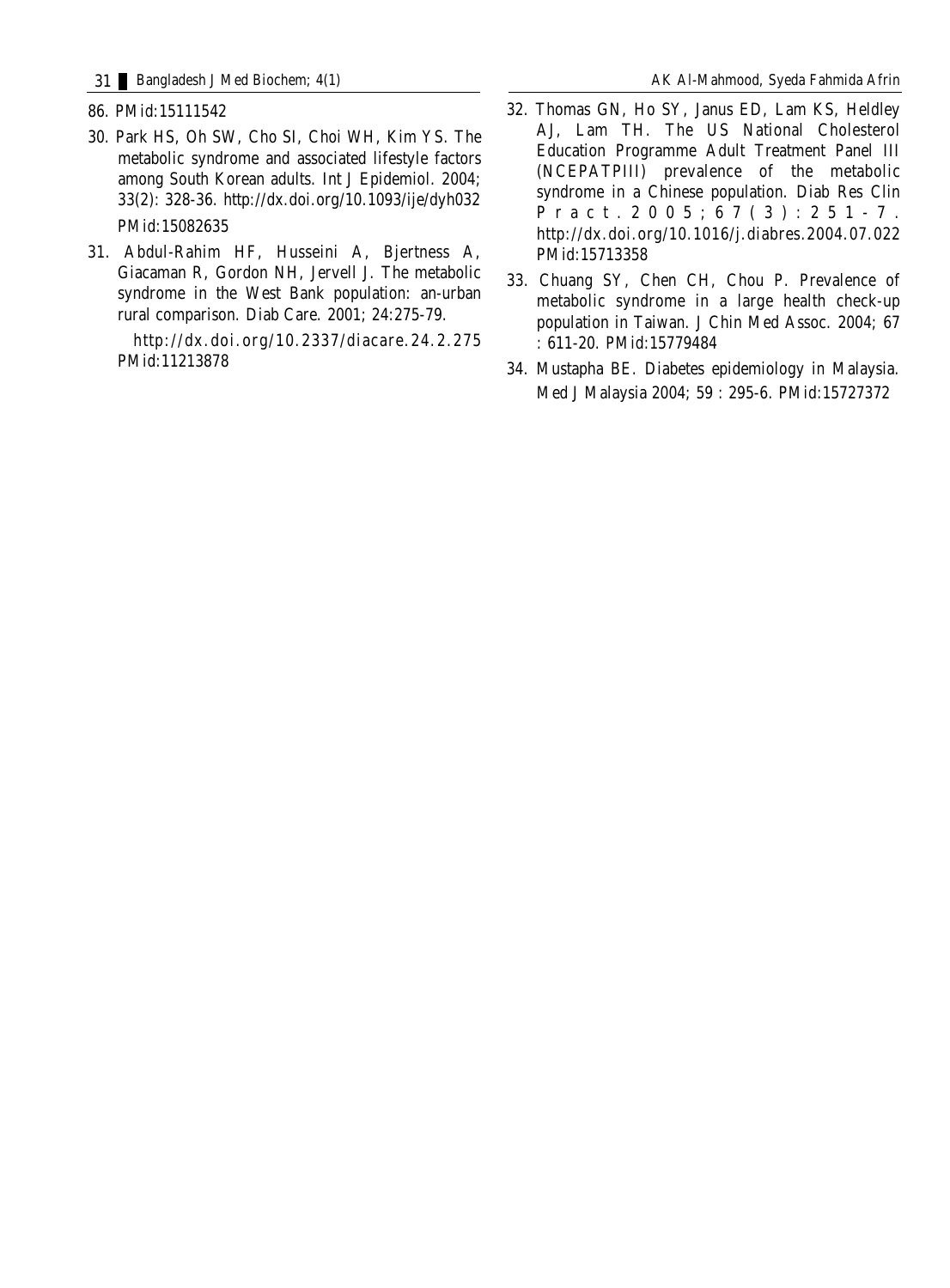86. PMid:15111542

30. Park HS, Oh SW, Cho SI, Choi WH, Kim YS. The metabolic syndrome and associated lifestyle factors among South Korean adults. Int J Epidemiol. 2004; 33(2): 328-36. http://dx.doi.org/10.1093/ije/dyh032 PMid:15082635

31. Abdul-Rahim HF, Husseini A, Bjertness A, Giacaman R, Gordon NH, Jervell J. The metabolic syndrome in the West Bank population: an-urban rural comparison. Diab Care. 2001; 24:275-79. http://dx.doi.org/10.2337/diacare.24.2.275 PMid:11213878

32. Thomas GN, Ho SY, Janus ED, Lam KS, Heldley AJ, Lam TH. The US National Cholesterol Education Programme Adult Treatment Panel III (NCEPATPIII) prevalence of the metabolic syndrome in a Chinese population. Diab Res Clin Pract. 2005; 67(3): 251-7. http://dx.doi.org/10.1016/j.diabres.2004.07.022 PMid:15713358

33. Chuang SY, Chen CH, Chou P. Prevalence of metabolic syndrome in a large health check-up population in Taiwan. J Chin Med Assoc. 2004; 67 : 611-20. PMid:15779484

34. Mustapha BE. Diabetes epidemiology in Malaysia. Med J Malaysia 2004; 59 : 295-6. PMid:15727372